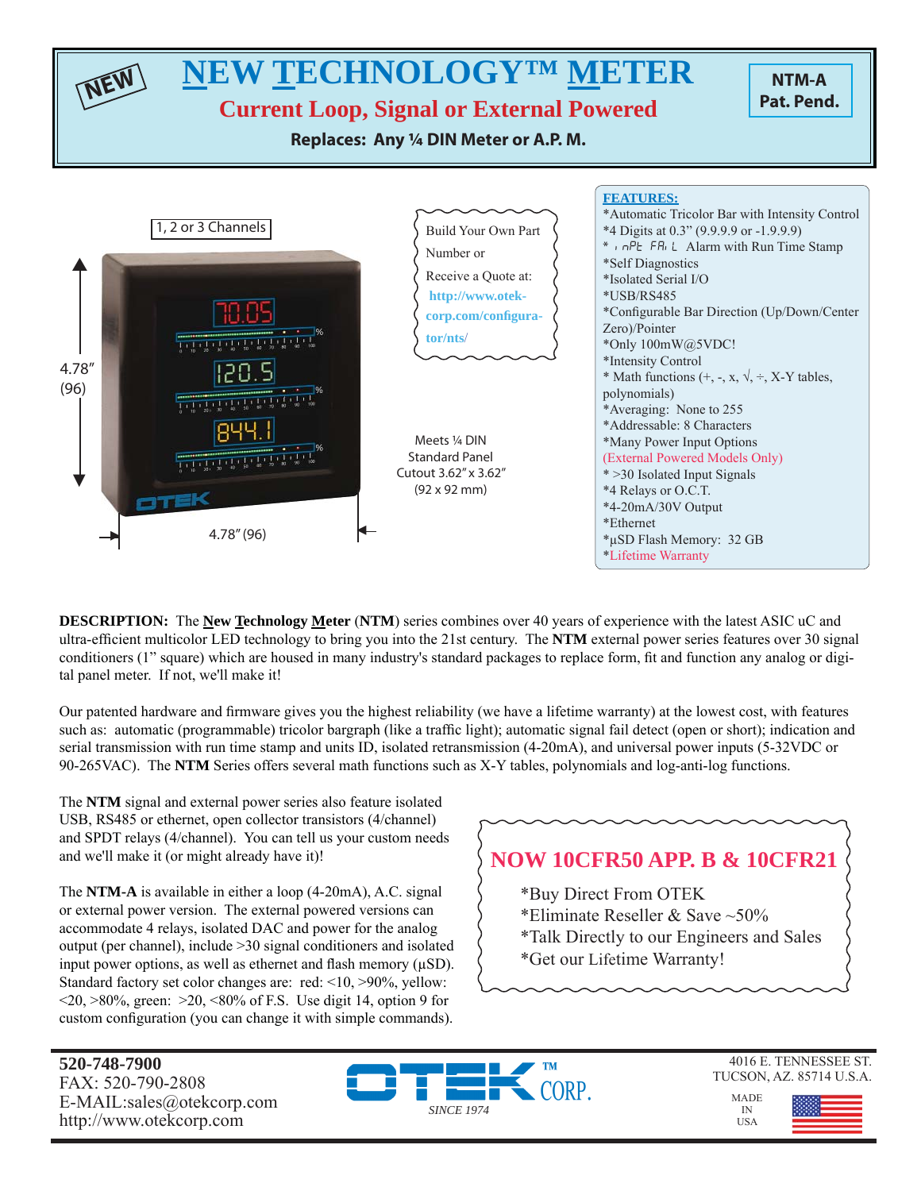NEW

# NEW TECHNOLOGY™ METER

## Current Loop, Signal or External Powered

**Replaces: Any ¼ DIN Meter or A.P. M.**

**NTM-A**
**Pat. Pend.**

1, 2 or 3 Channels

4.78" (96)

4.78" (96)

Build Your Own Part Number or Receive a Quote at: http://www.otek-corp.com/configurator/nts/

Meets ¼ DIN Standard Panel Cutout 3.62" x 3.62" (92 x 92 mm)

**FEATURES:**

*Automatic Tricolor Bar with Intensity Control
*4 Digits at 0.3" (9.9.9.9 or -1.9.9.9)
* inPt FAiL Alarm with Run Time Stamp
*Self Diagnostics
*Isolated Serial I/O
*USB/RS485
*Configurable Bar Direction (Up/Down/Center Zero)/Pointer
*Only 100mW@5VDC!
*Intensity Control
* Math functions (+, -, x, √, ÷, X-Y tables, polynomials)
*Averaging: None to 255
*Addressable: 8 Characters
*Many Power Input Options
(External Powered Models Only)
* >30 Isolated Input Signals
*4 Relays or O.C.T.
*4-20mA/30V Output
*Ethernet
*µSD Flash Memory: 32 GB
*Lifetime Warranty

**DESCRIPTION:** The **New Technology Meter** (**NTM**) series combines over 40 years of experience with the latest ASIC uC and ultra-efficient multicolor LED technology to bring you into the 21st century. The **NTM** external power series features over 30 signal conditioners (1" square) which are housed in many industry's standard packages to replace form, fit and function any analog or digital panel meter. If not, we'll make it!

Our patented hardware and firmware gives you the highest reliability (we have a lifetime warranty) at the lowest cost, with features such as: automatic (programmable) tricolor bargraph (like a traffic light); automatic signal fail detect (open or short); indication and serial transmission with run time stamp and units ID, isolated retransmission (4-20mA), and universal power inputs (5-32VDC or 90-265VAC). The **NTM** Series offers several math functions such as X-Y tables, polynomials and log-anti-log functions.

The **NTM** signal and external power series also feature isolated USB, RS485 or ethernet, open collector transistors (4/channel) and SPDT relays (4/channel). You can tell us your custom needs and we'll make it (or might already have it)!

The **NTM-A** is available in either a loop (4-20mA), A.C. signal or external power version. The external powered versions can accommodate 4 relays, isolated DAC and power for the analog output (per channel), include >30 signal conditioners and isolated input power options, as well as ethernet and flash memory (µSD). Standard factory set color changes are: red: <10, >90%, yellow: <20, >80%, green: >20, <80% of F.S. Use digit 14, option 9 for custom configuration (you can change it with simple commands).

## NOW 10CFR50 APP. B & 10CFR21

*Buy Direct From OTEK
*Eliminate Reseller & Save ~50%
*Talk Directly to our Engineers and Sales
*Get our Lifetime Warranty!

**520-748-7900**
FAX: 520-790-2808
E-MAIL:sales@otekcorp.com
http://www.otekcorp.com

OTEK™ CORP.
*SINCE 1974*

4016 E. TENNESSEE ST.
TUCSON, AZ. 85714 U.S.A.

MADE IN USA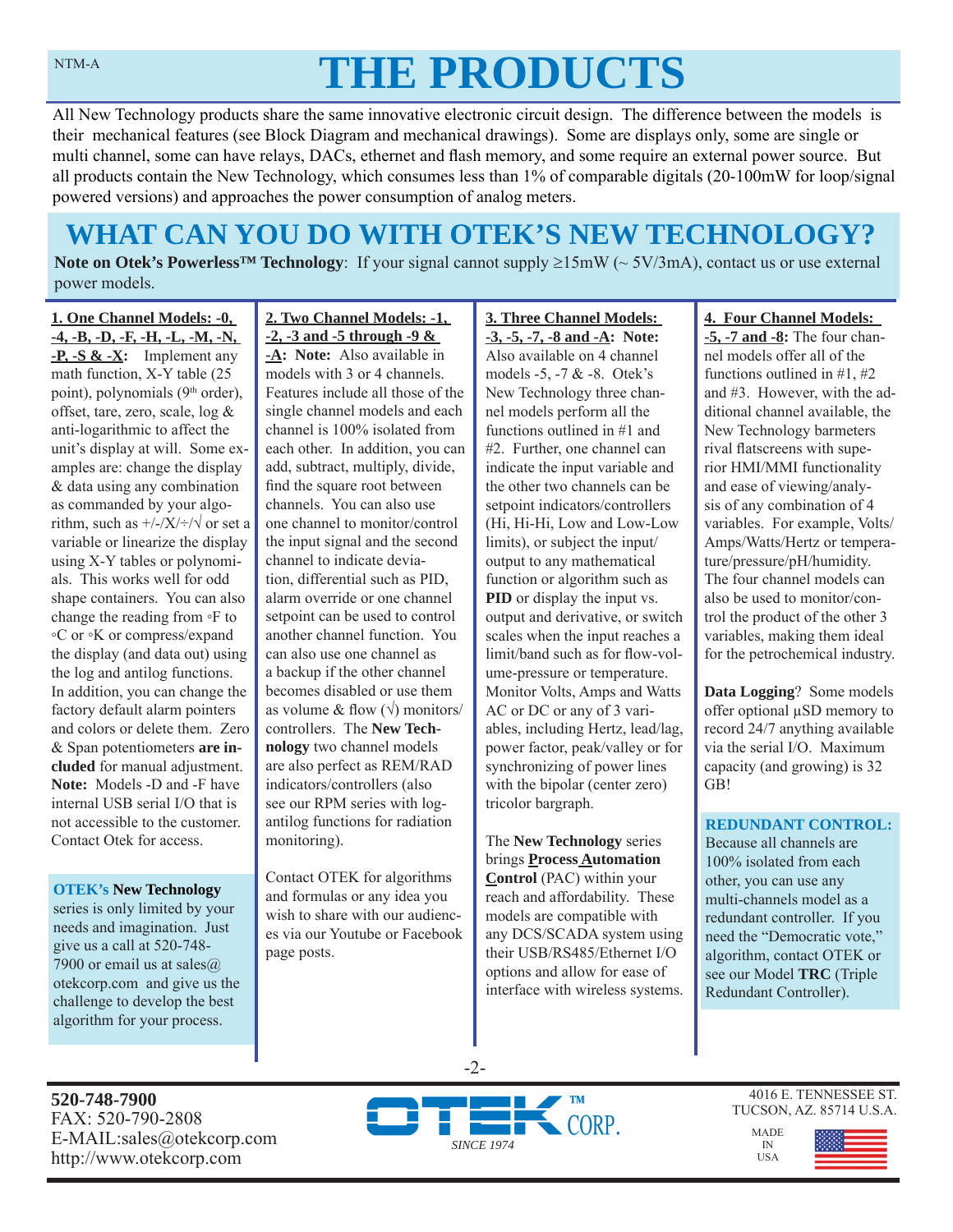# THE PRODUCTS

All New Technology products share the same innovative electronic circuit design. The difference between the models is their mechanical features (see Block Diagram and mechanical drawings). Some are displays only, some are single or multi channel, some can have relays, DACs, ethernet and flash memory, and some require an external power source. But all products contain the New Technology, which consumes less than 1% of comparable digitals (20-100mW for loop/signal powered versions) and approaches the power consumption of analog meters.

## WHAT CAN YOU DO WITH OTEK'S NEW TECHNOLOGY?

**Note on Otek's Powerless™ Technology**: If your signal cannot supply ≥15mW (~ 5V/3mA), contact us or use external power models.

**1. One Channel Models: -0, -4, -B, -D, -F, -H, -L, -M, -N, -P, -S & -X:** Implement any math function, X-Y table (25 point), polynomials (9th order), offset, tare, zero, scale, log & anti-logarithmic to affect the unit's display at will. Some examples are: change the display & data using any combination as commanded by your algorithm, such as +/-/X/÷/√ or set a variable or linearize the display using X-Y tables or polynomials. This works well for odd shape containers. You can also change the reading from ◦F to ◦C or ◦K or compress/expand the display (and data out) using the log and antilog functions. In addition, you can change the factory default alarm pointers and colors or delete them. Zero & Span potentiometers **are included** for manual adjustment. **Note:** Models -D and -F have internal USB serial I/O that is not accessible to the customer. Contact Otek for access.

**OTEK's New Technology** series is only limited by your needs and imagination. Just give us a call at 520-748-7900 or email us at sales@otekcorp.com and give us the challenge to develop the best algorithm for your process.

**2. Two Channel Models: -1, -2, -3 and -5 through -9 & -A: Note:** Also available in models with 3 or 4 channels. Features include all those of the single channel models and each channel is 100% isolated from each other. In addition, you can add, subtract, multiply, divide, find the square root between channels. You can also use one channel to monitor/control the input signal and the second channel to indicate deviation, differential such as PID, alarm override or one channel setpoint can be used to control another channel function. You can also use one channel as a backup if the other channel becomes disabled or use them as volume & flow (√) monitors/controllers. The **New Technology** two channel models are also perfect as REM/RAD indicators/controllers (also see our RPM series with log-antilog functions for radiation monitoring).

Contact OTEK for algorithms and formulas or any idea you wish to share with our audiences via our Youtube or Facebook page posts.

**3. Three Channel Models: -3, -5, -7, -8 and -A: Note:** Also available on 4 channel models -5, -7 & -8. Otek's New Technology three channel models perform all the functions outlined in #1 and #2. Further, one channel can indicate the input variable and the other two channels can be setpoint indicators/controllers (Hi, Hi-Hi, Low and Low-Low limits), or subject the input/output to any mathematical function or algorithm such as **PID** or display the input vs. output and derivative, or switch scales when the input reaches a limit/band such as for flow-volume-pressure or temperature. Monitor Volts, Amps and Watts AC or DC or any of 3 variables, including Hertz, lead/lag, power factor, peak/valley or for synchronizing of power lines with the bipolar (center zero) tricolor bargraph.

The **New Technology** series brings **Process Automation Control** (PAC) within your reach and affordability. These models are compatible with any DCS/SCADA system using their USB/RS485/Ethernet I/O options and allow for ease of interface with wireless systems.

**4. Four Channel Models: -5, -7 and -8:** The four channel models offer all of the functions outlined in #1, #2 and #3. However, with the additional channel available, the New Technology barmeters rival flatscreens with superior HMI/MMI functionality and ease of viewing/analysis of any combination of 4 variables. For example, Volts/Amps/Watts/Hertz or temperature/pressure/pH/humidity. The four channel models can also be used to monitor/control the product of the other 3 variables, making them ideal for the petrochemical industry.

**Data Logging**? Some models offer optional µSD memory to record 24/7 anything available via the serial I/O. Maximum capacity (and growing) is 32 GB!

**REDUNDANT CONTROL:** Because all channels are 100% isolated from each other, you can use any multi-channels model as a redundant controller. If you need the "Democratic vote," algorithm, contact OTEK or see our Model **TRC** (Triple Redundant Controller).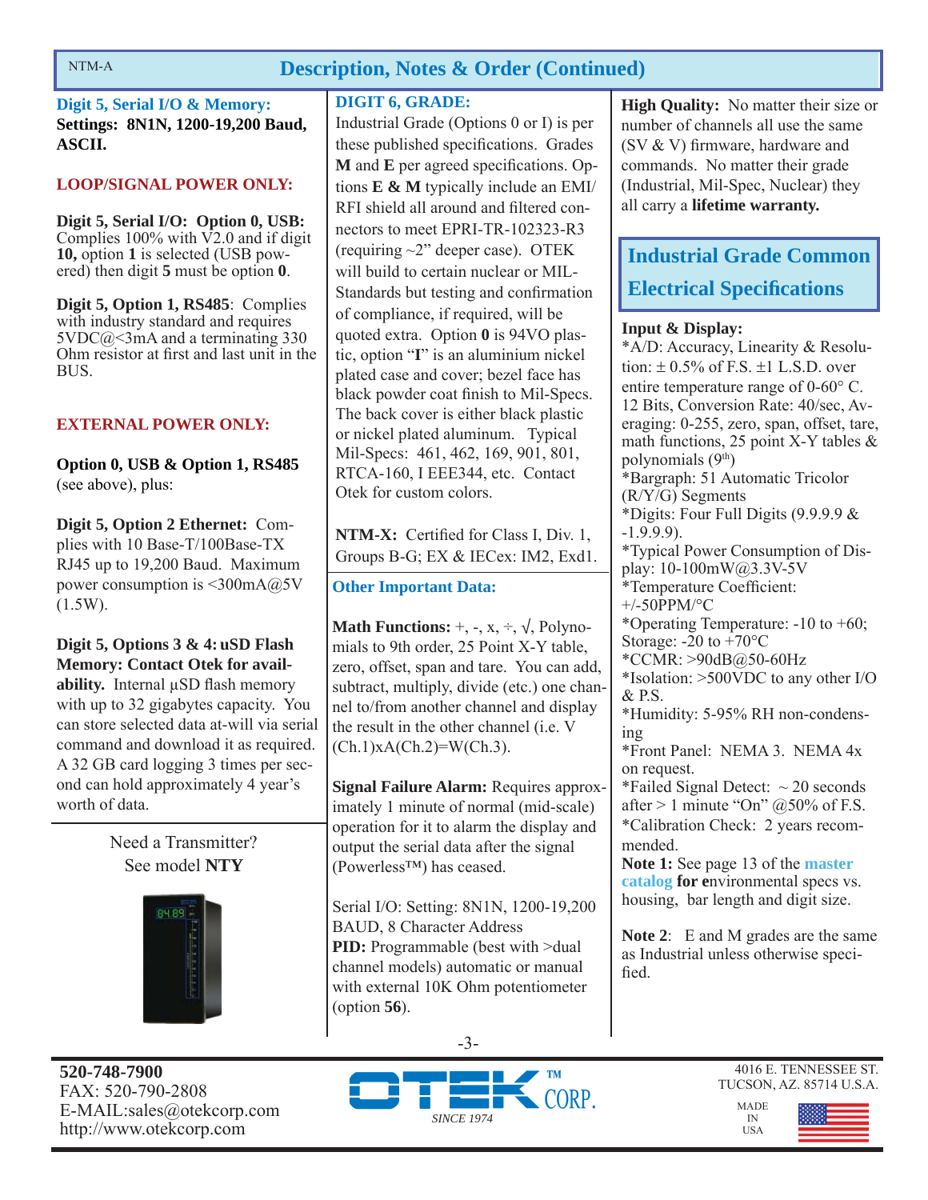## Description, Notes & Order (Continued)

### Digit 5, Serial I/O & Memory:

**Settings: 8N1N, 1200-19,200 Baud, ASCII.**

**LOOP/SIGNAL POWER ONLY:**

**Digit 5, Serial I/O: Option 0, USB:** Complies 100% with V2.0 and if digit **10,** option **1** is selected (USB powered) then digit **5** must be option **0**.

**Digit 5, Option 1, RS485**: Complies with industry standard and requires 5VDC@<3mA and a terminating 330 Ohm resistor at first and last unit in the BUS.

**EXTERNAL POWER ONLY:**

**Option 0, USB & Option 1, RS485** (see above), plus:

**Digit 5, Option 2 Ethernet:** Complies with 10 Base-T/100Base-TX RJ45 up to 19,200 Baud. Maximum power consumption is <300mA@5V (1.5W).

**Digit 5, Options 3 & 4: uSD Flash Memory: Contact Otek for availability.** Internal µSD flash memory with up to 32 gigabytes capacity. You can store selected data at-will via serial command and download it as required. A 32 GB card logging 3 times per second can hold approximately 4 year's worth of data.

Need a Transmitter?
See model **NTY**

### DIGIT 6, GRADE:

Industrial Grade (Options 0 or I) is per these published specifications. Grades **M** and **E** per agreed specifications. Options **E & M** typically include an EMI/RFI shield all around and filtered connectors to meet EPRI-TR-102323-R3 (requiring ~2" deeper case). OTEK will build to certain nuclear or MIL-Standards but testing and confirmation of compliance, if required, will be quoted extra. Option **0** is 94VO plastic, option "**I**" is an aluminium nickel plated case and cover; bezel face has black powder coat finish to Mil-Specs. The back cover is either black plastic or nickel plated aluminum. Typical Mil-Specs: 461, 462, 169, 901, 801, RTCA-160, I EEE344, etc. Contact Otek for custom colors.

**NTM-X:** Certified for Class I, Div. 1, Groups B-G; EX & IECex: IM2, Exd1.

### Other Important Data:

**Math Functions:** +, -, x, ÷, √, Polynomials to 9th order, 25 Point X-Y table, zero, offset, span and tare. You can add, subtract, multiply, divide (etc.) one channel to/from another channel and display the result in the other channel (i.e. V (Ch.1)xA(Ch.2)=W(Ch.3).

**Signal Failure Alarm:** Requires approximately 1 minute of normal (mid-scale) operation for it to alarm the display and output the serial data after the signal (Powerless™) has ceased.

Serial I/O: Setting: 8N1N, 1200-19,200 BAUD, 8 Character Address
**PID:** Programmable (best with >dual channel models) automatic or manual with external 10K Ohm potentiometer (option **56**).

**High Quality:** No matter their size or number of channels all use the same (SV & V) firmware, hardware and commands. No matter their grade (Industrial, Mil-Spec, Nuclear) they all carry a **lifetime warranty.**

## Industrial Grade Common Electrical Specifications

**Input & Display:**

*A/D: Accuracy, Linearity & Resolution: ± 0.5% of F.S. ±1 L.S.D. over entire temperature range of 0-60° C. 12 Bits, Conversion Rate: 40/sec, Averaging: 0-255, zero, span, offset, tare, math functions, 25 point X-Y tables & polynomials (9th)
*Bargraph: 51 Automatic Tricolor (R/Y/G) Segments
*Digits: Four Full Digits (9.9.9.9 & -1.9.9.9).
*Typical Power Consumption of Display: 10-100mW@3.3V-5V
*Temperature Coefficient: +/-50PPM/°C
*Operating Temperature: -10 to +60; Storage: -20 to +70°C
*CCMR: >90dB@50-60Hz
*Isolation: >500VDC to any other I/O & P.S.
*Humidity: 5-95% RH non-condensing
*Front Panel: NEMA 3. NEMA 4x on request.
*Failed Signal Detect: ~ 20 seconds after > 1 minute "On" @50% of F.S.
*Calibration Check: 2 years recommended.
**Note 1:** See page 13 of the master catalog **for e**nvironmental specs vs. housing, bar length and digit size.

**Note 2**: E and M grades are the same as Industrial unless otherwise specified.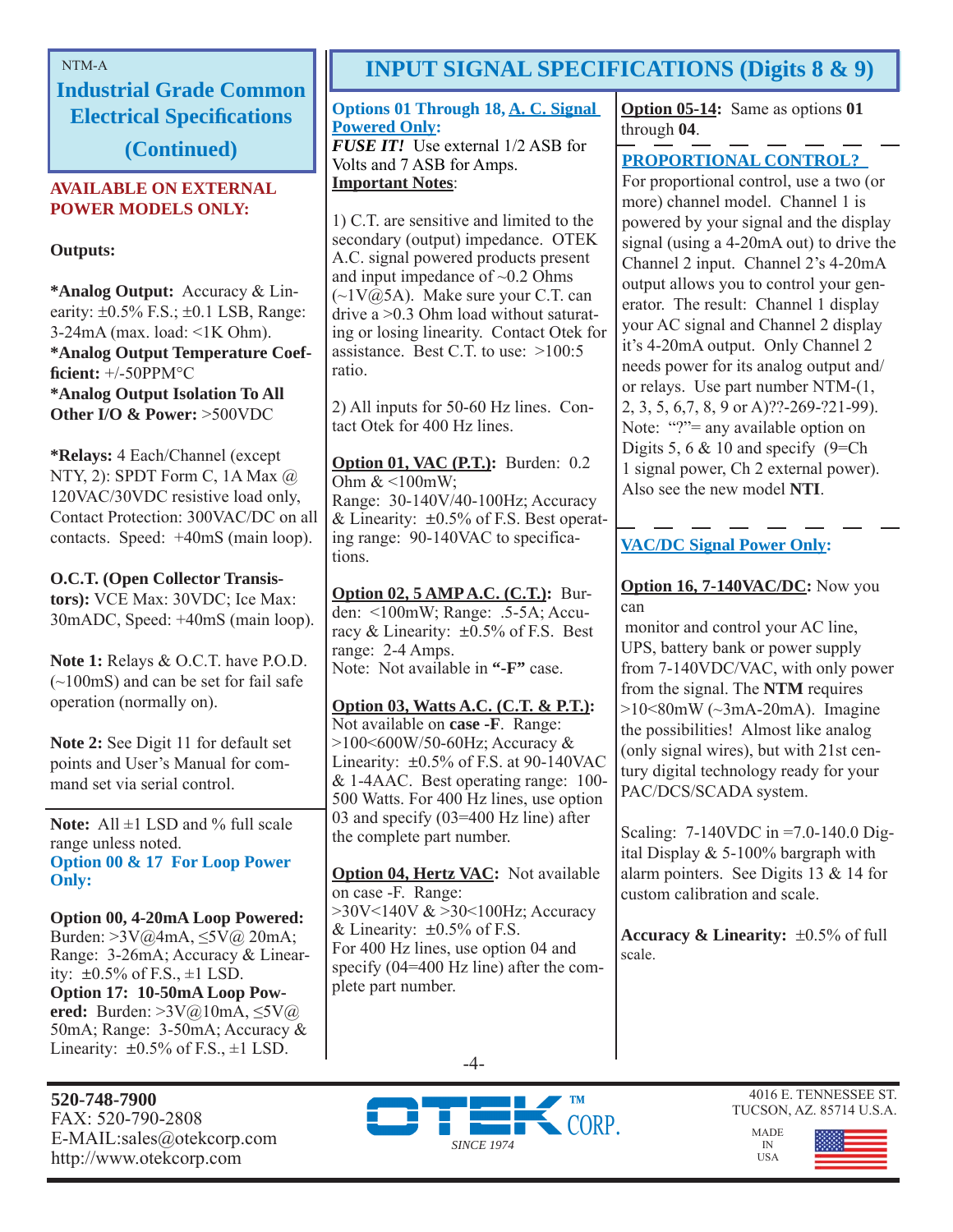NTM-A

## Industrial Grade Common Electrical Specifications (Continued)

**AVAILABLE ON EXTERNAL POWER MODELS ONLY:**

**Outputs:**

***Analog Output:** Accuracy & Linearity: ±0.5% F.S.; ±0.1 LSB, Range: 3-24mA (max. load: <1K Ohm).
***Analog Output Temperature Coefficient:** +/-50PPM°C
***Analog Output Isolation To All Other I/O & Power:** >500VDC

***Relays:** 4 Each/Channel (except NTY, 2): SPDT Form C, 1A Max @ 120VAC/30VDC resistive load only, Contact Protection: 300VAC/DC on all contacts. Speed: +40mS (main loop).

**O.C.T. (Open Collector Transistors):** VCE Max: 30VDC; Ice Max: 30mADC, Speed: +40mS (main loop).

**Note 1:** Relays & O.C.T. have P.O.D. (~100mS) and can be set for fail safe operation (normally on).

**Note 2:** See Digit 11 for default set points and User's Manual for command set via serial control.

**Note:** All ±1 LSD and % full scale range unless noted.

**Option 00 & 17 For Loop Power Only:**

**Option 00, 4-20mA Loop Powered:** Burden: >3V@4mA, ≤5V@ 20mA; Range: 3-26mA; Accuracy & Linearity: ±0.5% of F.S., ±1 LSD.
**Option 17: 10-50mA Loop Powered:** Burden: >3V@10mA, ≤5V@ 50mA; Range: 3-50mA; Accuracy & Linearity: ±0.5% of F.S., ±1 LSD.

## INPUT SIGNAL SPECIFICATIONS (Digits 8 & 9)

**Options 01 Through 18, A. C. Signal Powered Only:**
***FUSE IT!*** Use external 1/2 ASB for Volts and 7 ASB for Amps.
**Important Notes**:

1) C.T. are sensitive and limited to the secondary (output) impedance. OTEK A.C. signal powered products present and input impedance of ~0.2 Ohms (~1V@5A). Make sure your C.T. can drive a >0.3 Ohm load without saturating or losing linearity. Contact Otek for assistance. Best C.T. to use: >100:5 ratio.

2) All inputs for 50-60 Hz lines. Contact Otek for 400 Hz lines.

**Option 01, VAC (P.T.):** Burden: 0.2 Ohm & <100mW;
Range: 30-140V/40-100Hz; Accuracy & Linearity: ±0.5% of F.S. Best operating range: 90-140VAC to specifications.

**Option 02, 5 AMP A.C. (C.T.):** Burden: <100mW; Range: .5-5A; Accuracy & Linearity: ±0.5% of F.S. Best range: 2-4 Amps.
Note: Not available in **"-F"** case.

**Option 03, Watts A.C. (C.T. & P.T.):** Not available on **case -F**. Range: >100<600W/50-60Hz; Accuracy & Linearity: ±0.5% of F.S. at 90-140VAC & 1-4AAC. Best operating range: 100-500 Watts. For 400 Hz lines, use option 03 and specify (03=400 Hz line) after the complete part number.

**Option 04, Hertz VAC:** Not available on case -F. Range: >30V<140V & >30<100Hz; Accuracy & Linearity: ±0.5% of F.S.
For 400 Hz lines, use option 04 and specify (04=400 Hz line) after the complete part number.

**Option 05-14:** Same as options **01** through **04**.

**PROPORTIONAL CONTROL?**
For proportional control, use a two (or more) channel model. Channel 1 is powered by your signal and the display signal (using a 4-20mA out) to drive the Channel 2 input. Channel 2's 4-20mA output allows you to control your generator. The result: Channel 1 display your AC signal and Channel 2 display it's 4-20mA output. Only Channel 2 needs power for its analog output and/or relays. Use part number NTM-(1, 2, 3, 5, 6,7, 8, 9 or A)??-269-?21-99). Note: "?"= any available option on Digits 5, 6 & 10 and specify (9=Ch 1 signal power, Ch 2 external power). Also see the new model **NTI**.

**VAC/DC Signal Power Only:**

**Option 16, 7-140VAC/DC:** Now you can
monitor and control your AC line, UPS, battery bank or power supply from 7-140VDC/VAC, with only power from the signal. The **NTM** requires >10<80mW (~3mA-20mA). Imagine the possibilities! Almost like analog (only signal wires), but with 21st century digital technology ready for your PAC/DCS/SCADA system.

Scaling: 7-140VDC in =7.0-140.0 Digital Display & 5-100% bargraph with alarm pointers. See Digits 13 & 14 for custom calibration and scale.

**Accuracy & Linearity:** ±0.5% of full scale.

**520-748-7900**
FAX: 520-790-2808
E-MAIL:sales@otekcorp.com
http://www.otekcorp.com

OTEK™ CORP. SINCE 1974

4016 E. TENNESSEE ST.
TUCSON, AZ. 85714 U.S.A.
MADE IN USA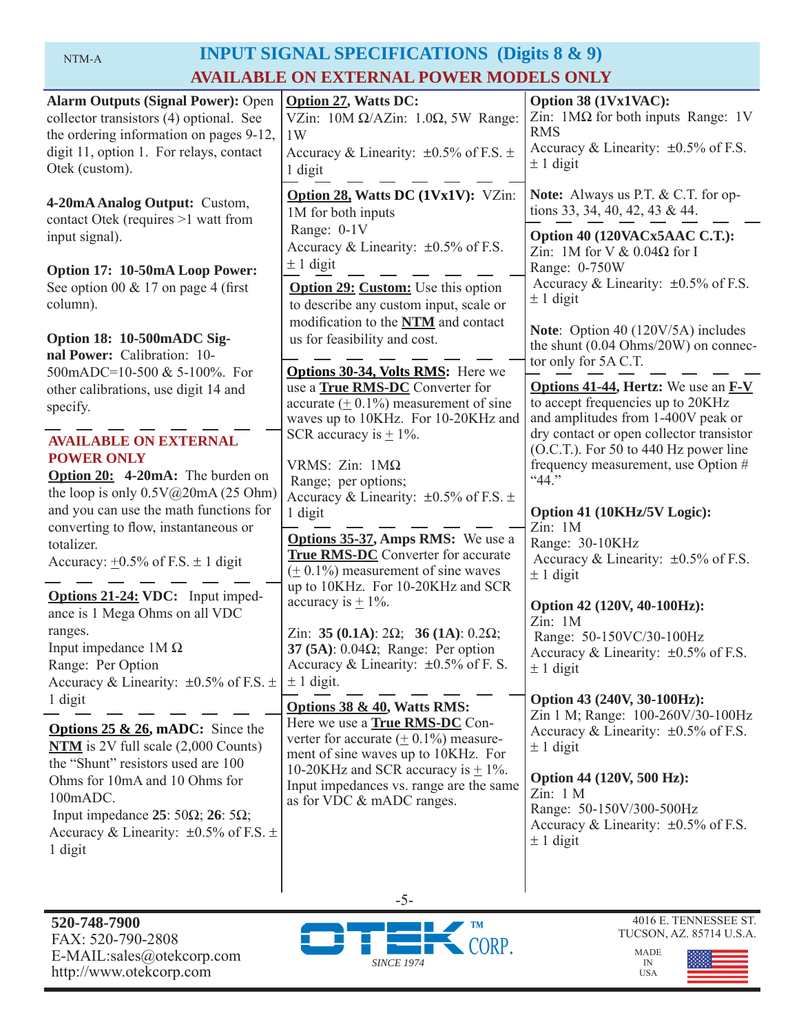# INPUT SIGNAL SPECIFICATIONS (Digits 8 & 9)

## AVAILABLE ON EXTERNAL POWER MODELS ONLY

**Alarm Outputs (Signal Power):** Open collector transistors (4) optional. See the ordering information on pages 9-12, digit 11, option 1. For relays, contact Otek (custom).

**4-20mA Analog Output:** Custom, contact Otek (requires >1 watt from input signal).

**Option 17: 10-50mA Loop Power:** See option 00 & 17 on page 4 (first column).

**Option 18: 10-500mADC Signal Power:** Calibration: 10-500mADC=10-500 & 5-100%. For other calibrations, use digit 14 and specify.

---

**AVAILABLE ON EXTERNAL POWER ONLY**

**Option 20: 4-20mA:** The burden on the loop is only 0.5V@20mA (25 Ohm) and you can use the math functions for converting to flow, instantaneous or totalizer.
Accuracy: ±0.5% of F.S. ± 1 digit

---

**Options 21-24: VDC:** Input impedance is 1 Mega Ohms on all VDC ranges.
Input impedance 1M Ω
Range: Per Option
Accuracy & Linearity: ±0.5% of F.S. ± 1 digit

---

**Options 25 & 26, mADC:** Since the **NTM** is 2V full scale (2,000 Counts) the "Shunt" resistors used are 100 Ohms for 10mA and 10 Ohms for 100mADC.
Input impedance **25**: 50Ω; **26**: 5Ω;
Accuracy & Linearity: ±0.5% of F.S. ± 1 digit

**Option 27, Watts DC:**
VZin: 10M Ω/AZin: 1.0Ω, 5W Range: 1W
Accuracy & Linearity: ±0.5% of F.S. ± 1 digit

---

**Option 28, Watts DC (1Vx1V):** VZin: 1M for both inputs
Range: 0-1V
Accuracy & Linearity: ±0.5% of F.S. ± 1 digit

---

**Option 29: Custom:** Use this option to describe any custom input, scale or modification to the **NTM** and contact us for feasibility and cost.

---

**Options 30-34, Volts RMS:** Here we use a **True RMS-DC** Converter for accurate (± 0.1%) measurement of sine waves up to 10KHz. For 10-20KHz and SCR accuracy is ± 1%.

VRMS: Zin: 1MΩ
Range; per options;
Accuracy & Linearity: ±0.5% of F.S. ± 1 digit

---

**Options 35-37, Amps RMS:** We use a **True RMS-DC** Converter for accurate (± 0.1%) measurement of sine waves up to 10KHz. For 10-20KHz and SCR accuracy is ± 1%.

Zin: **35 (0.1A)**: 2Ω; **36 (1A)**: 0.2Ω; **37 (5A)**: 0.04Ω; Range: Per option
Accuracy & Linearity: ±0.5% of F. S. ± 1 digit.

---

**Options 38 & 40, Watts RMS:**
Here we use a **True RMS-DC** Converter for accurate (± 0.1%) measurement of sine waves up to 10KHz. For 10-20KHz and SCR accuracy is ± 1%. Input impedances vs. range are the same as for VDC & mADC ranges.

**Option 38 (1Vx1VAC):**
Zin: 1MΩ for both inputs Range: 1V RMS
Accuracy & Linearity: ±0.5% of F.S. ± 1 digit

**Note:** Always us P.T. & C.T. for options 33, 34, 40, 42, 43 & 44.

---

**Option 40 (120VACx5AAC C.T.):**
Zin: 1M for V & 0.04Ω for I
Range: 0-750W
Accuracy & Linearity: ±0.5% of F.S. ± 1 digit

**Note**: Option 40 (120V/5A) includes the shunt (0.04 Ohms/20W) on connector only for 5A C.T.

---

**Options 41-44, Hertz:** We use an **F-V** to accept frequencies up to 20KHz and amplitudes from 1-400V peak or dry contact or open collector transistor (O.C.T.). For 50 to 440 Hz power line frequency measurement, use Option # "44."

**Option 41 (10KHz/5V Logic):**
Zin: 1M
Range: 30-10KHz
Accuracy & Linearity: ±0.5% of F.S. ± 1 digit

**Option 42 (120V, 40-100Hz):**
Zin: 1M
Range: 50-150VC/30-100Hz
Accuracy & Linearity: ±0.5% of F.S. ± 1 digit

**Option 43 (240V, 30-100Hz):**
Zin 1 M; Range: 100-260V/30-100Hz
Accuracy & Linearity: ±0.5% of F.S. ± 1 digit

**Option 44 (120V, 500 Hz):**
Zin: 1 M
Range: 50-150V/300-500Hz
Accuracy & Linearity: ±0.5% of F.S. ± 1 digit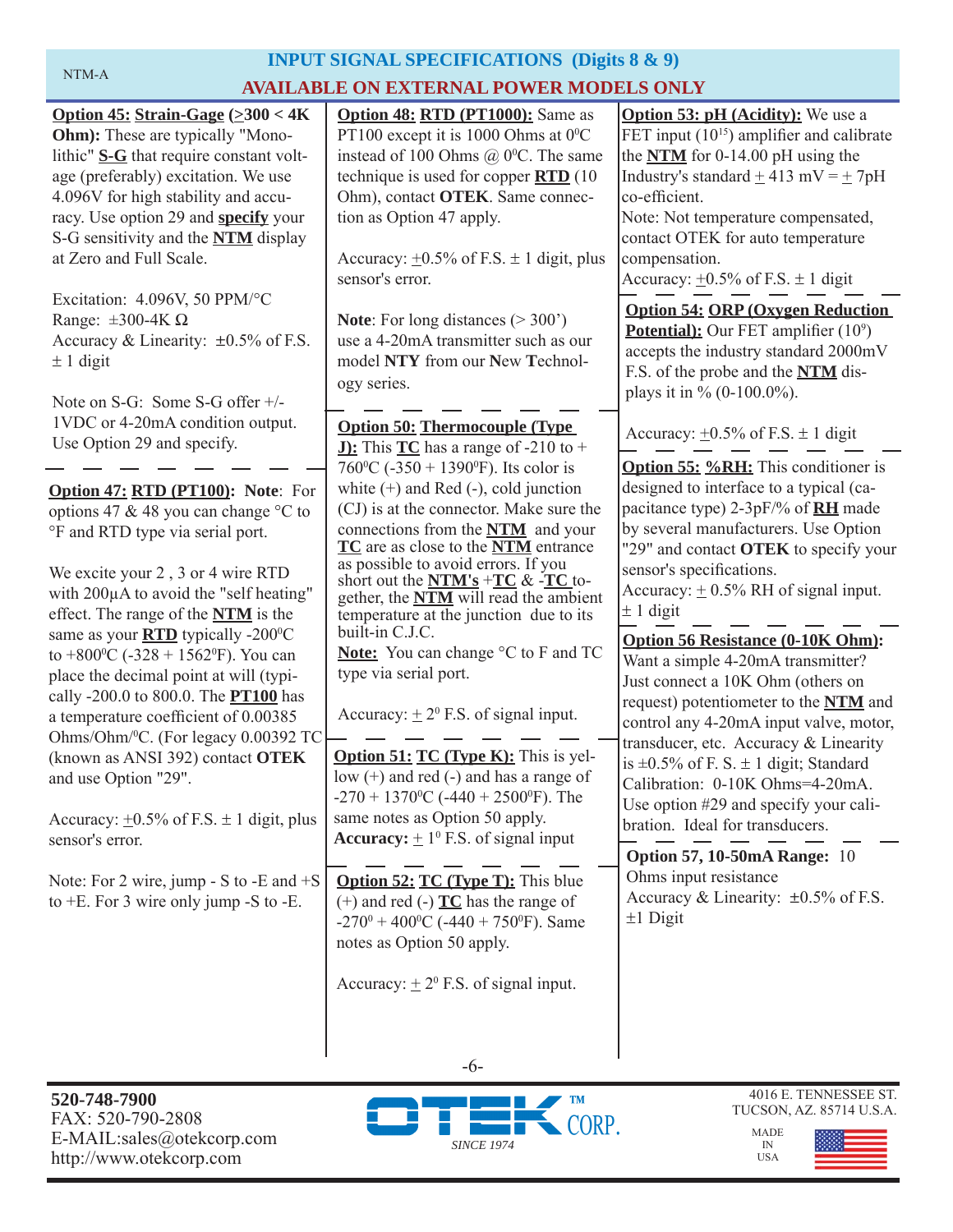## INPUT SIGNAL SPECIFICATIONS (Digits 8 & 9)

## AVAILABLE ON EXTERNAL POWER MODELS ONLY

**Option 45: Strain-Gage (≥300 < 4K Ohm):** These are typically "Monolithic" **S-G** that require constant voltage (preferably) excitation. We use 4.096V for high stability and accuracy. Use option 29 and **specify** your S-G sensitivity and the **NTM** display at Zero and Full Scale.

Excitation: 4.096V, 50 PPM/°C
Range: ±300-4K Ω
Accuracy & Linearity: ±0.5% of F.S. ± 1 digit

Note on S-G: Some S-G offer +/- 1VDC or 4-20mA condition output. Use Option 29 and specify.

**Option 47: RTD (PT100): Note**: For options 47 & 48 you can change °C to °F and RTD type via serial port.

We excite your 2 , 3 or 4 wire RTD with 200μA to avoid the "self heating" effect. The range of the **NTM** is the same as your **RTD** typically -200°C to +800°C (-328 + 1562°F). You can place the decimal point at will (typically -200.0 to 800.0. The **PT100** has a temperature coefficient of 0.00385 Ohms/Ohm/°C. (For legacy 0.00392 TC (known as ANSI 392) contact **OTEK** and use Option "29".

Accuracy: ±0.5% of F.S. ± 1 digit, plus sensor's error.

Note: For 2 wire, jump - S to -E and +S to +E. For 3 wire only jump -S to -E.

**Option 48: RTD (PT1000):** Same as PT100 except it is 1000 Ohms at 0°C instead of 100 Ohms @ 0°C. The same technique is used for copper **RTD** (10 Ohm), contact **OTEK**. Same connection as Option 47 apply.

Accuracy: ±0.5% of F.S. ± 1 digit, plus sensor's error.

**Note**: For long distances (> 300') use a 4-20mA transmitter such as our model **NTY** from our **N**ew **T**echnology series.

**Option 50: Thermocouple (Type J):** This **TC** has a range of -210 to + 760°C (-350 + 1390°F). Its color is white (+) and Red (-), cold junction (CJ) is at the connector. Make sure the connections from the **NTM** and your **TC** are as close to the **NTM** entrance as possible to avoid errors. If you short out the **NTM's** +**TC** & -**TC** together, the **NTM** will read the ambient temperature at the junction due to its built-in C.J.C.
**Note:** You can change °C to F and TC type via serial port.

Accuracy: ± 2° F.S. of signal input.

**Option 51: TC (Type K):** This is yellow (+) and red (-) and has a range of -270 + 1370°C (-440 + 2500°F). The same notes as Option 50 apply.
**Accuracy:** ± 1° F.S. of signal input

**Option 52: TC (Type T):** This blue (+) and red (-) **TC** has the range of -270° + 400°C (-440 + 750°F). Same notes as Option 50 apply.

Accuracy: ± 2° F.S. of signal input.

**Option 53: pH (Acidity):** We use a FET input ($10^{15}$) amplifier and calibrate the **NTM** for 0-14.00 pH using the Industry's standard ± 413 mV = ± 7pH co-efficient.
Note: Not temperature compensated, contact OTEK for auto temperature compensation.
Accuracy: ±0.5% of F.S. ± 1 digit

**Option 54: ORP (Oxygen Reduction Potential):** Our FET amplifier ($10^9$) accepts the industry standard 2000mV F.S. of the probe and the **NTM** displays it in % (0-100.0%).

Accuracy: ±0.5% of F.S. ± 1 digit

**Option 55: %RH:** This conditioner is designed to interface to a typical (capacitance type) 2-3pF/% of **RH** made by several manufacturers. Use Option "29" and contact **OTEK** to specify your sensor's specifications.
Accuracy: ± 0.5% RH of signal input. ± 1 digit

**Option 56 Resistance (0-10K Ohm):** Want a simple 4-20mA transmitter? Just connect a 10K Ohm (others on request) potentiometer to the **NTM** and control any 4-20mA input valve, motor, transducer, etc. Accuracy & Linearity is ±0.5% of F. S. ± 1 digit; Standard Calibration: 0-10K Ohms=4-20mA. Use option #29 and specify your calibration. Ideal for transducers.

**Option 57, 10-50mA Range:** 10 Ohms input resistance
Accuracy & Linearity: ±0.5% of F.S. ±1 Digit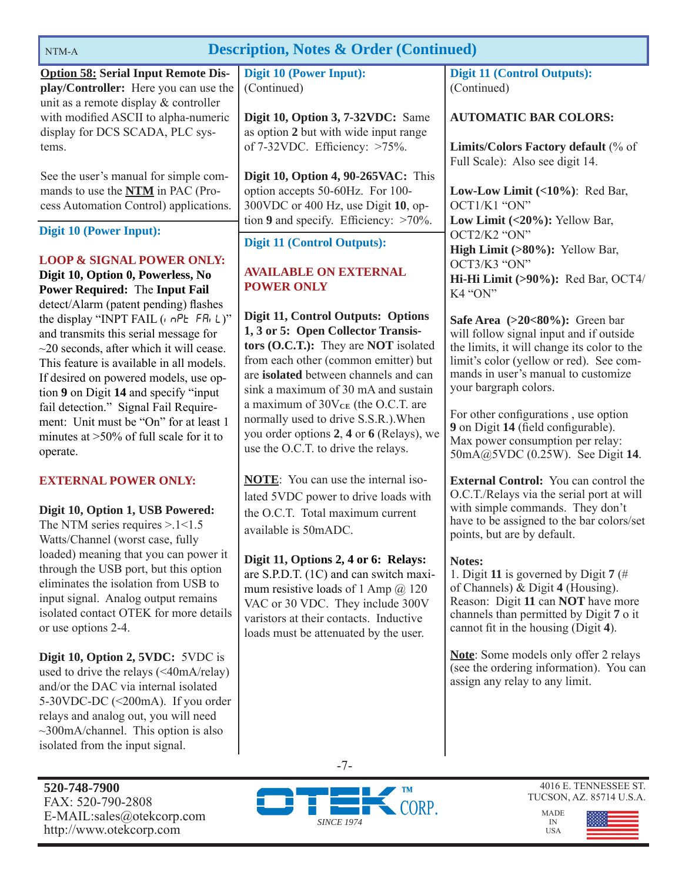## Description, Notes & Order (Continued)

**Option 58: Serial Input Remote Display/Controller:** Here you can use the unit as a remote display & controller with modified ASCII to alpha-numeric display for DCS SCADA, PLC systems.

See the user's manual for simple commands to use the **NTM** in PAC (Process Automation Control) applications.

### Digit 10 (Power Input):

**LOOP & SIGNAL POWER ONLY:**

**Digit 10, Option 0, Powerless, No Power Required:** The **Input Fail** detect/Alarm (patent pending) flashes the display "INPT FAIL (inPt FAiL)" and transmits this serial message for ~20 seconds, after which it will cease. This feature is available in all models. If desired on powered models, use option **9** on Digit **14** and specify "input fail detection." Signal Fail Requirement: Unit must be "On" for at least 1 minutes at >50% of full scale for it to operate.

**EXTERNAL POWER ONLY:**

**Digit 10, Option 1, USB Powered:** The NTM series requires >.1<1.5 Watts/Channel (worst case, fully loaded) meaning that you can power it through the USB port, but this option eliminates the isolation from USB to input signal. Analog output remains isolated contact OTEK for more details or use options 2-4.

**Digit 10, Option 2, 5VDC:** 5VDC is used to drive the relays (<40mA/relay) and/or the DAC via internal isolated 5-30VDC-DC (<200mA). If you order relays and analog out, you will need ~300mA/channel. This option is also isolated from the input signal.

### Digit 10 (Power Input):
(Continued)

**Digit 10, Option 3, 7-32VDC:** Same as option **2** but with wide input range of 7-32VDC. Efficiency: >75%.

**Digit 10, Option 4, 90-265VAC:** This option accepts 50-60Hz. For 100-300VDC or 400 Hz, use Digit **10**, option **9** and specify. Efficiency: >70%.

### Digit 11 (Control Outputs):

**AVAILABLE ON EXTERNAL POWER ONLY**

**Digit 11, Control Outputs: Options 1, 3 or 5: Open Collector Transistors (O.C.T.):** They are **NOT** isolated from each other (common emitter) but are **isolated** between channels and can sink a maximum of 30 mA and sustain a maximum of $30V_{CE}$ (the O.C.T. are normally used to drive S.S.R.).When you order options **2**, **4** or **6** (Relays), we use the O.C.T. to drive the relays.

**NOTE**: You can use the internal isolated 5VDC power to drive loads with the O.C.T. Total maximum current available is 50mADC.

**Digit 11, Options 2, 4 or 6: Relays:** are S.P.D.T. (1C) and can switch maximum resistive loads of 1 Amp @ 120 VAC or 30 VDC. They include 300V varistors at their contacts. Inductive loads must be attenuated by the user.

### Digit 11 (Control Outputs):
(Continued)

**AUTOMATIC BAR COLORS:**

**Limits/Colors Factory default** (% of Full Scale): Also see digit 14.

**Low-Low Limit (<10%)**: Red Bar, OCT1/K1 "ON"
**Low Limit (<20%):** Yellow Bar, OCT2/K2 "ON"
**High Limit (>80%):** Yellow Bar, OCT3/K3 "ON"
**Hi-Hi Limit (>90%):** Red Bar, OCT4/K4 "ON"

**Safe Area (>20<80%):** Green bar will follow signal input and if outside the limits, it will change its color to the limit's color (yellow or red). See commands in user's manual to customize your bargraph colors.

For other configurations , use option **9** on Digit **14** (field configurable). Max power consumption per relay: 50mA@5VDC (0.25W). See Digit **14**.

**External Control:** You can control the O.C.T./Relays via the serial port at will with simple commands. They don't have to be assigned to the bar colors/set points, but are by default.

**Notes:**
1. Digit **11** is governed by Digit **7** (# of Channels) & Digit **4** (Housing). Reason: Digit **11** can **NOT** have more channels than permitted by Digit **7** o it cannot fit in the housing (Digit **4**).

**Note**: Some models only offer 2 relays (see the ordering information). You can assign any relay to any limit.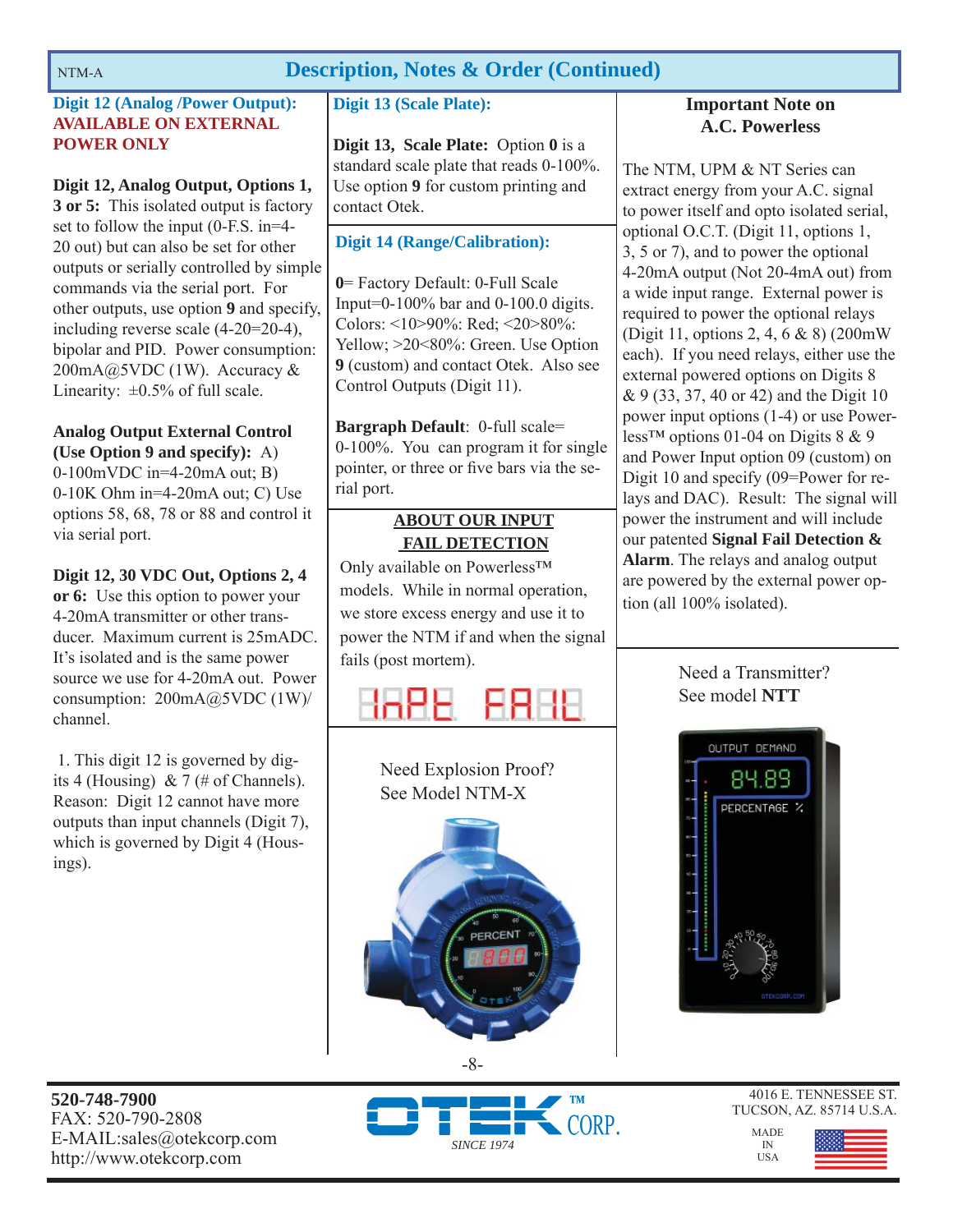## Description, Notes & Order (Continued)

### Digit 12 (Analog /Power Output): AVAILABLE ON EXTERNAL POWER ONLY

**Digit 12, Analog Output, Options 1, 3 or 5:** This isolated output is factory set to follow the input (0-F.S. in=4-20 out) but can also be set for other outputs or serially controlled by simple commands via the serial port. For other outputs, use option **9** and specify, including reverse scale (4-20=20-4), bipolar and PID. Power consumption: 200mA@5VDC (1W). Accuracy & Linearity: ±0.5% of full scale.

**Analog Output External Control (Use Option 9 and specify):** A) 0-100mVDC in=4-20mA out; B) 0-10K Ohm in=4-20mA out; C) Use options 58, 68, 78 or 88 and control it via serial port.

**Digit 12, 30 VDC Out, Options 2, 4 or 6:** Use this option to power your 4-20mA transmitter or other transducer. Maximum current is 25mADC. It's isolated and is the same power source we use for 4-20mA out. Power consumption: 200mA@5VDC (1W)/channel.

1. This digit 12 is governed by digits 4 (Housing) & 7 (# of Channels). Reason: Digit 12 cannot have more outputs than input channels (Digit 7), which is governed by Digit 4 (Housings).

### Digit 13 (Scale Plate):

**Digit 13, Scale Plate:** Option **0** is a standard scale plate that reads 0-100%. Use option **9** for custom printing and contact Otek.

### Digit 14 (Range/Calibration):

**0**= Factory Default: 0-Full Scale Input=0-100% bar and 0-100.0 digits. Colors: <10>90%: Red; <20>80%: Yellow; >20<80%: Green. Use Option **9** (custom) and contact Otek. Also see Control Outputs (Digit 11).

**Bargraph Default**: 0-full scale= 0-100%. You can program it for single pointer, or three or five bars via the serial port.

### ABOUT OUR INPUT FAIL DETECTION

Only available on Powerless™ models. While in normal operation, we store excess energy and use it to power the NTM if and when the signal fails (post mortem).

InPt FAIL

Need Explosion Proof?
See Model NTM-X

### Important Note on A.C. Powerless

The NTM, UPM & NT Series can extract energy from your A.C. signal to power itself and opto isolated serial, optional O.C.T. (Digit 11, options 1, 3, 5 or 7), and to power the optional 4-20mA output (Not 20-4mA out) from a wide input range. External power is required to power the optional relays (Digit 11, options 2, 4, 6 & 8) (200mW each). If you need relays, either use the external powered options on Digits 8 & 9 (33, 37, 40 or 42) and the Digit 10 power input options (1-4) or use Powerless™ options 01-04 on Digits 8 & 9 and Power Input option 09 (custom) on Digit 10 and specify (09=Power for relays and DAC). Result: The signal will power the instrument and will include our patented **Signal Fail Detection & Alarm**. The relays and analog output are powered by the external power option (all 100% isolated).

Need a Transmitter?
See model **NTT**

**520-748-7900**
FAX: 520-790-2808
E-MAIL:sales@otekcorp.com
http://www.otekcorp.com

OTEK™ CORP. *SINCE 1974*

4016 E. TENNESSEE ST.
TUCSON, AZ. 85714 U.S.A.
MADE IN USA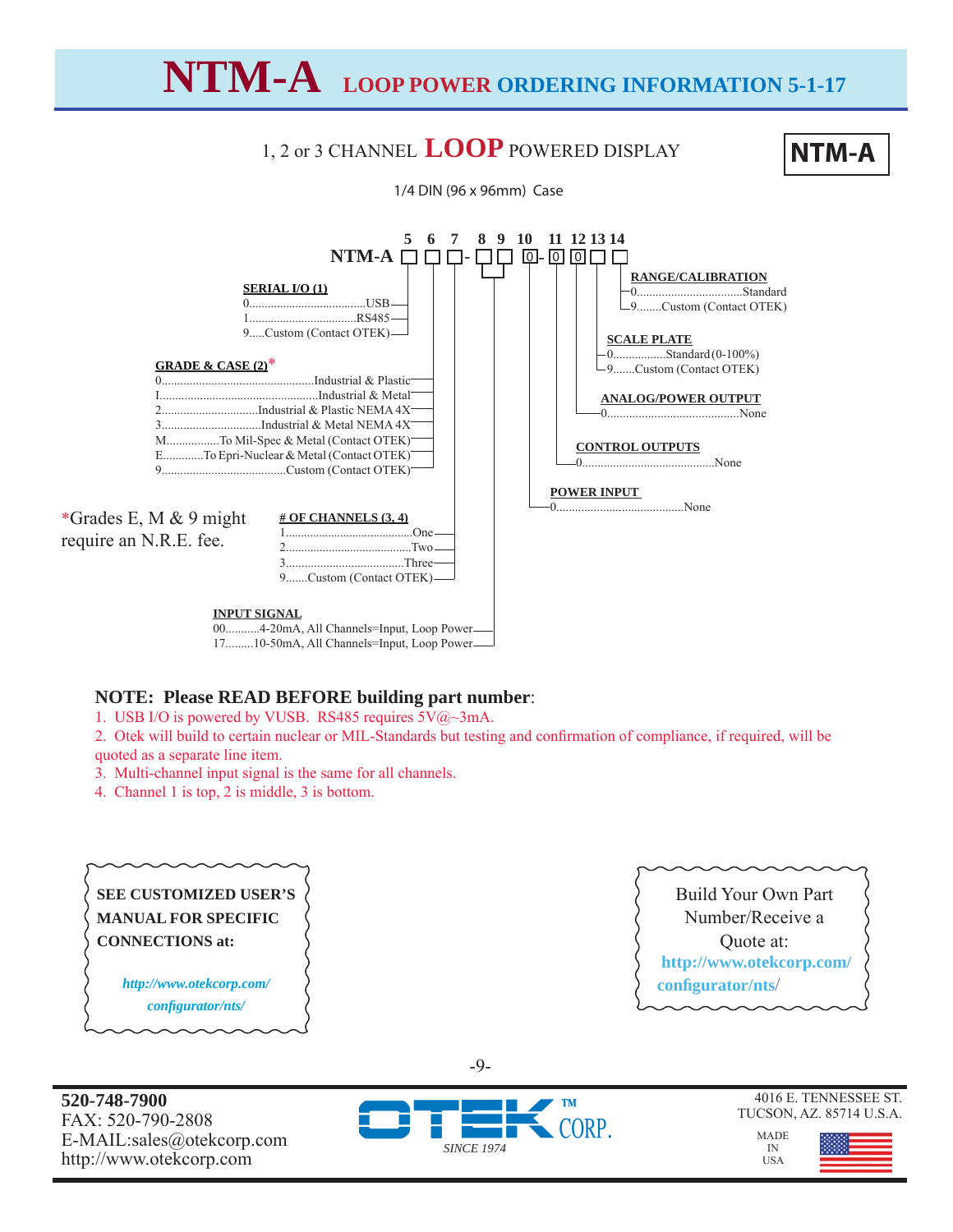# NTM-A LOOP POWER ORDERING INFORMATION 5-1-17

## 1, 2 or 3 CHANNEL LOOP POWERED DISPLAY

**NTM-A**

1/4 DIN (96 x 96mm) Case

```
        5  6  7    8  9  10   11  12 13 14
NTM-A  [ ][ ][ ]- [ ][ ] [0]- [0][0][ ][ ]
```

**SERIAL I/O (1)** (Position 5)
- 0......USB
- 1......RS485
- 9.....Custom (Contact OTEK)

**GRADE & CASE (2)*** (Position 6)
- 0......Industrial & Plastic
- I......Industrial & Metal
- 2......Industrial & Plastic NEMA 4X
- 3......Industrial & Metal NEMA 4X
- M......To Mil-Spec & Metal (Contact OTEK)
- E......To Epri-Nuclear & Metal (Contact OTEK)
- 9......Custom (Contact OTEK)

*Grades E, M & 9 might require an N.R.E. fee.

**# OF CHANNELS (3, 4)** (Position 7)
- 1......One
- 2......Two
- 3......Three
- 9.......Custom (Contact OTEK)

**INPUT SIGNAL** (Positions 8, 9)
- 00...........4-20mA, All Channels=Input, Loop Power
- 17.........10-50mA, All Channels=Input, Loop Power

**POWER INPUT** (Position 10)
- 0......None

**CONTROL OUTPUTS** (Position 11)
- 0......None

**ANALOG/POWER OUTPUT** (Position 12)
- 0......None

**SCALE PLATE** (Position 13)
- 0......Standard (0-100%)
- 9.......Custom (Contact OTEK)

**RANGE/CALIBRATION** (Position 14)
- 0......Standard
- 9........Custom (Contact OTEK)

### NOTE: Please READ BEFORE building part number:

1. USB I/O is powered by VUSB. RS485 requires 5V@~3mA.
2. Otek will build to certain nuclear or MIL-Standards but testing and confirmation of compliance, if required, will be quoted as a separate line item.
3. Multi-channel input signal is the same for all channels.
4. Channel 1 is top, 2 is middle, 3 is bottom.

**SEE CUSTOMIZED USER'S MANUAL FOR SPECIFIC CONNECTIONS at:**

*http://www.otekcorp.com/configurator/nts/*

Build Your Own Part Number/Receive a Quote at:
**http://www.otekcorp.com/configurator/nts/**

**520-748-7900**
FAX: 520-790-2808
E-MAIL:sales@otekcorp.com
http://www.otekcorp.com

OTEK™ CORP. SINCE 1974

4016 E. TENNESSEE ST.
TUCSON, AZ. 85714 U.S.A.

MADE IN USA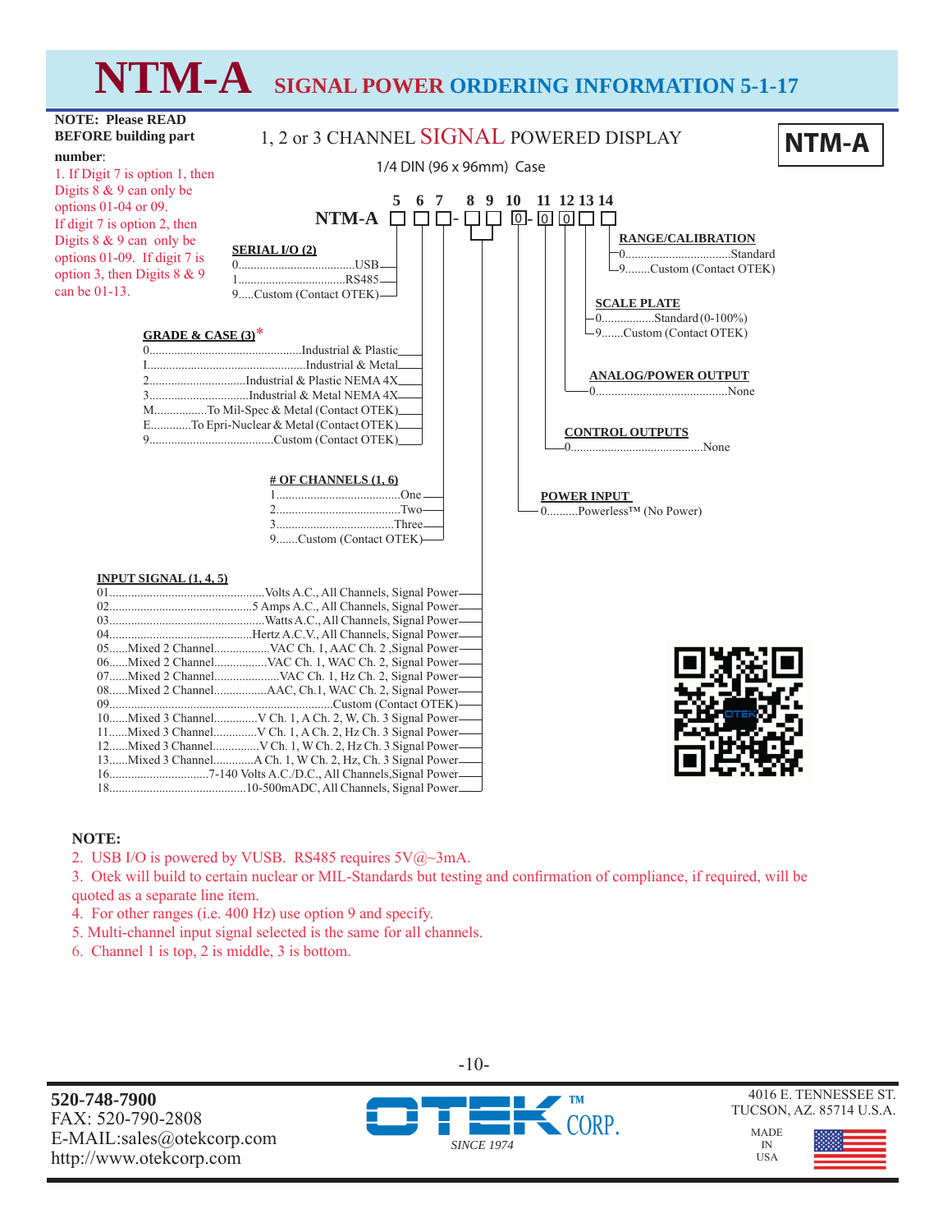# NTM-A SIGNAL POWER ORDERING INFORMATION 5-1-17

**NOTE: Please READ BEFORE building part number**:

1. If Digit 7 is option 1, then Digits 8 & 9 can only be options 01-04 or 09. If digit 7 is option 2, then Digits 8 & 9 can only be options 01-09. If digit 7 is option 3, then Digits 8 & 9 can be 01-13.

## 1, 2 or 3 CHANNEL SIGNAL POWERED DISPLAY

**NTM-A**

1/4 DIN (96 x 96mm) Case

**NTM-A** ☐ ☐ ☐ - ☐ ☐ 0 - 0 0 ☐ ☐
(Digits: 5 6 7 - 8 9 10 - 11 12 13 14)

### SERIAL I/O (2) (Digit 5)

- 0.....USB
- 1.....RS485
- 9.....Custom (Contact OTEK)

### GRADE & CASE (3)* (Digit 6)

- 0.....Industrial & Plastic
- I.....Industrial & Metal
- 2.....Industrial & Plastic NEMA 4X
- 3.....Industrial & Metal NEMA 4X
- M.....To Mil-Spec & Metal (Contact OTEK)
- E.....To Epri-Nuclear & Metal (Contact OTEK)
- 9.....Custom (Contact OTEK)

### # OF CHANNELS (1, 6) (Digit 7)

- 1.....One
- 2.....Two
- 3.....Three
- 9.......Custom (Contact OTEK)

### INPUT SIGNAL (1, 4, 5) (Digits 8 & 9)

- 01.....Volts A.C., All Channels, Signal Power
- 02.....5 Amps A.C., All Channels, Signal Power
- 03.....Watts A.C., All Channels, Signal Power
- 04.....Hertz A.C.V., All Channels, Signal Power
- 05......Mixed 2 Channel.....VAC Ch. 1, AAC Ch. 2 ,Signal Power
- 06......Mixed 2 Channel.....VAC Ch. 1, WAC Ch. 2, Signal Power
- 07......Mixed 2 Channel.....VAC Ch. 1, Hz Ch. 2, Signal Power
- 08......Mixed 2 Channel.....AAC, Ch.1, WAC Ch. 2, Signal Power
- 09.....Custom (Contact OTEK)
- 10......Mixed 3 Channel.....V Ch. 1, A Ch. 2, W, Ch. 3 Signal Power
- 11......Mixed 3 Channel.....V Ch. 1, A Ch. 2, Hz Ch. 3 Signal Power
- 12......Mixed 3 Channel.....V Ch. 1, W Ch. 2, Hz Ch. 3 Signal Power
- 13......Mixed 3 Channel.....A Ch. 1, W Ch. 2, Hz, Ch. 3 Signal Power
- 16.....7-140 Volts A.C./D.C., All Channels,Signal Power
- 18.....10-500mADC, All Channels, Signal Power

### POWER INPUT (Digit 10)

- 0..........Powerless™ (No Power)

### CONTROL OUTPUTS (Digit 11)

- 0.....None

### ANALOG/POWER OUTPUT (Digit 12)

- 0.....None

### SCALE PLATE (Digit 13)

- 0.....Standard (0-100%)
- 9.......Custom (Contact OTEK)

### RANGE/CALIBRATION (Digit 14)

- 0.....Standard
- 9........Custom (Contact OTEK)

**NOTE:**

2. USB I/O is powered by VUSB. RS485 requires 5V@~3mA.
3. Otek will build to certain nuclear or MIL-Standards but testing and confirmation of compliance, if required, will be quoted as a separate line item.
4. For other ranges (i.e. 400 Hz) use option 9 and specify.
5. Multi-channel input signal selected is the same for all channels.
6. Channel 1 is top, 2 is middle, 3 is bottom.

**520-748-7900**
FAX: 520-790-2808
E-MAIL:sales@otekcorp.com
http://www.otekcorp.com

OTEK™ CORP.
SINCE 1974

4016 E. TENNESSEE ST.
TUCSON, AZ. 85714 U.S.A.

MADE IN USA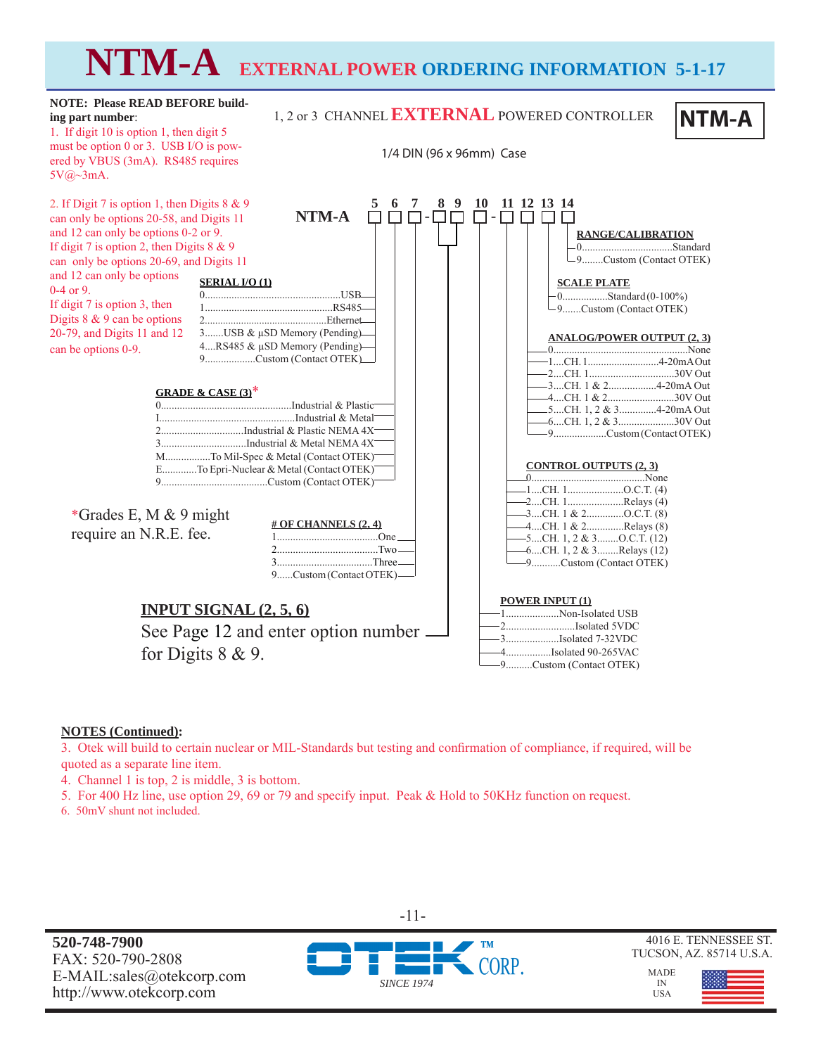# NTM-A EXTERNAL POWER ORDERING INFORMATION 5-1-17

**NOTE: Please READ BEFORE building part number**:

1. If digit 10 is option 1, then digit 5 must be option 0 or 3. USB I/O is powered by VBUS (3mA). RS485 requires 5V@~3mA.

2. If Digit 7 is option 1, then Digits 8 & 9 can only be options 20-58, and Digits 11 and 12 can only be options 0-2 or 9. If digit 7 is option 2, then Digits 8 & 9 can only be options 20-69, and Digits 11 and 12 can only be options 0-4 or 9. If digit 7 is option 3, then Digits 8 & 9 can be options 20-79, and Digits 11 and 12 can be options 0-9.

1, 2 or 3 CHANNEL **EXTERNAL** POWERED CONTROLLER

**NTM-A**

1/4 DIN (96 x 96mm) Case

NTM-A □ □ □ - □ □ □ - □ □ □ □ (digits 5, 6, 7 - 8, 9, 10 - 11, 12, 13, 14)

**SERIAL I/O (1)** (Digit 5)
- 0 ...... USB
- 1 ...... RS485
- 2 ...... Ethernet
- 3 ...... USB & µSD Memory (Pending)
- 4 ...... RS485 & µSD Memory (Pending)
- 9 ...... Custom (Contact OTEK)

**GRADE & CASE (3)*** (Digit 6)
- 0 ...... Industrial & Plastic
- I ...... Industrial & Metal
- 2 ...... Industrial & Plastic NEMA 4X
- 3 ...... Industrial & Metal NEMA 4X
- M ...... To Mil-Spec & Metal (Contact OTEK)
- E ...... To Epri-Nuclear & Metal (Contact OTEK)
- 9 ...... Custom (Contact OTEK)

*Grades E, M & 9 might require an N.R.E. fee.

**# OF CHANNELS (2, 4)** (Digit 7)
- 1 ...... One
- 2 ...... Two
- 3 ...... Three
- 9 ...... Custom (Contact OTEK)

**INPUT SIGNAL (2, 5, 6)** (Digits 8 & 9)

See Page 12 and enter option number for Digits 8 & 9.

**POWER INPUT (1)** (Digit 10)
- 1 ...... Non-Isolated USB
- 2 ...... Isolated 5VDC
- 3 ...... Isolated 7-32VDC
- 4 ...... Isolated 90-265VAC
- 9 ...... Custom (Contact OTEK)

**CONTROL OUTPUTS (2, 3)** (Digit 11)
- 0 ...... None
- 1 ...... CH. 1 ...... O.C.T. (4)
- 2 ...... CH. 1 ...... Relays (4)
- 3 ...... CH. 1 & 2 ...... O.C.T. (8)
- 4 ...... CH. 1 & 2 ...... Relays (8)
- 5 ...... CH. 1, 2 & 3 ...... O.C.T. (12)
- 6 ...... CH. 1, 2 & 3 ...... Relays (12)
- 9 ...... Custom (Contact OTEK)

**ANALOG/POWER OUTPUT (2, 3)** (Digit 12)
- 0 ...... None
- 1 ...... CH. 1 ...... 4-20mA Out
- 2 ...... CH. 1 ...... 30V Out
- 3 ...... CH. 1 & 2 ...... 4-20mA Out
- 4 ...... CH. 1 & 2 ...... 30V Out
- 5 ...... CH. 1, 2 & 3 ...... 4-20mA Out
- 6 ...... CH. 1, 2 & 3 ...... 30V Out
- 9 ...... Custom (Contact OTEK)

**SCALE PLATE** (Digit 13)
- 0 ...... Standard (0-100%)
- 9 ...... Custom (Contact OTEK)

**RANGE/CALIBRATION** (Digit 14)
- 0 ...... Standard
- 9 ...... Custom (Contact OTEK)

**NOTES (Continued):**

3. Otek will build to certain nuclear or MIL-Standards but testing and confirmation of compliance, if required, will be quoted as a separate line item.
4. Channel 1 is top, 2 is middle, 3 is bottom.
5. For 400 Hz line, use option 29, 69 or 79 and specify input. Peak & Hold to 50KHz function on request.
6. 50mV shunt not included.

**520-748-7900**
FAX: 520-790-2808
E-MAIL:sales@otekcorp.com
http://www.otekcorp.com

OTEK™ CORP. SINCE 1974

4016 E. TENNESSEE ST.
TUCSON, AZ. 85714 U.S.A.

MADE IN USA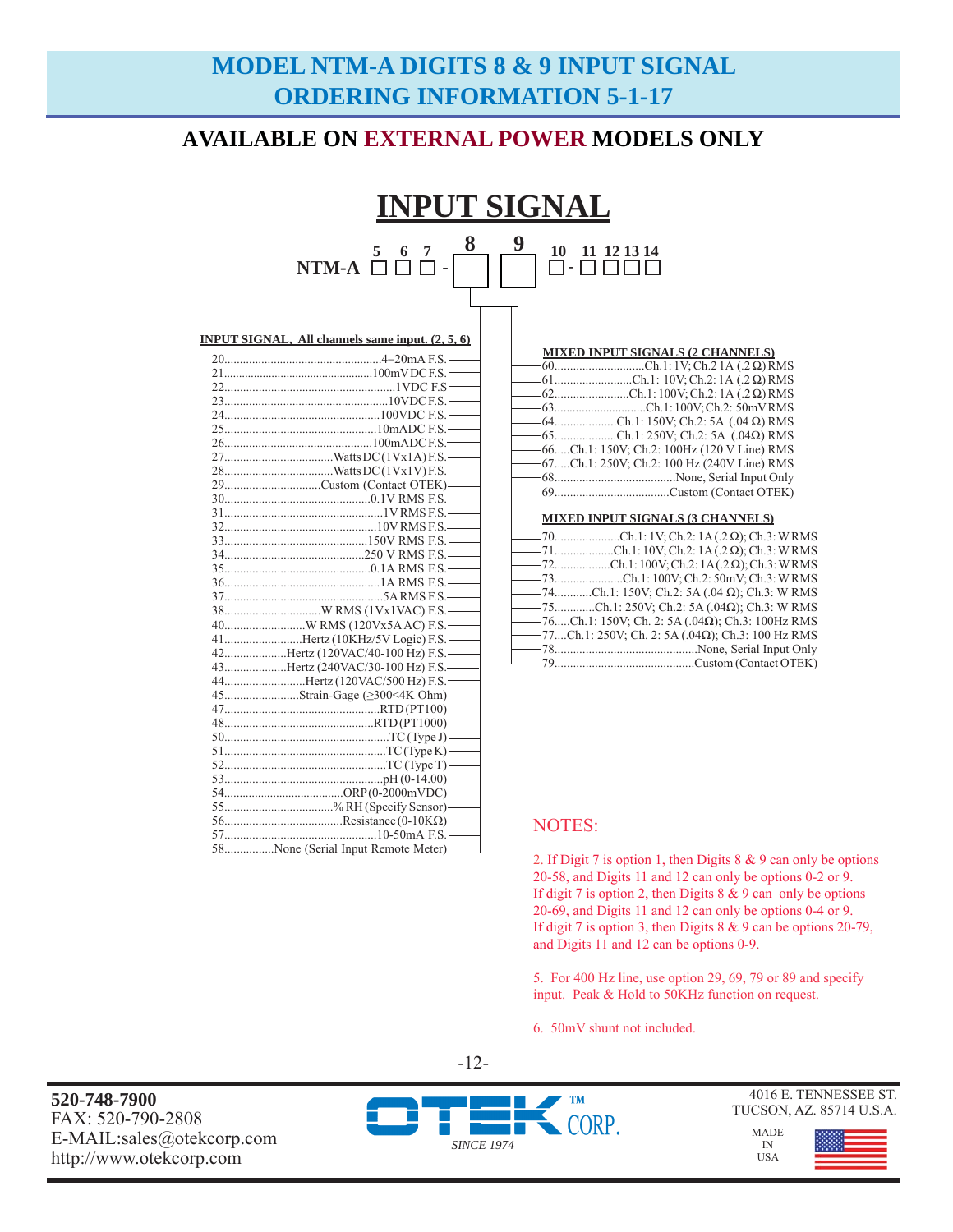# MODEL NTM-A DIGITS 8 & 9 INPUT SIGNAL ORDERING INFORMATION 5-1-17

## AVAILABLE ON EXTERNAL POWER MODELS ONLY

# INPUT SIGNAL

NTM-A 5 6 7 - 8 9 10 - 11 12 13 14

**INPUT SIGNAL, All channels same input. (2, 5, 6)**

| Code | Input |
|---|---|
| 20 | 4–20mA F.S. |
| 21 | 100mV DC F.S. |
| 22 | 1VDC F.S |
| 23 | 10VDC F.S. |
| 24 | 100VDC F.S. |
| 25 | 10mADC F.S. |
| 26 | 100mADC F.S. |
| 27 | Watts DC (1Vx1A) F.S. |
| 28 | Watts DC (1Vx1V) F.S. |
| 29 | Custom (Contact OTEK) |
| 30 | 0.1V RMS F.S. |
| 31 | 1V RMS F.S. |
| 32 | 10V RMS F.S. |
| 33 | 150V RMS F.S. |
| 34 | 250 V RMS F.S. |
| 35 | 0.1A RMS F.S. |
| 36 | 1A RMS F.S. |
| 37 | 5A RMS F.S. |
| 38 | W RMS (1Vx1VAC) F.S. |
| 40 | W RMS (120Vx5A AC) F.S. |
| 41 | Hertz (10KHz/5V Logic) F.S. |
| 42 | Hertz (120VAC/40-100 Hz) F.S. |
| 43 | Hertz (240VAC/30-100 Hz) F.S. |
| 44 | Hertz (120VAC/500 Hz) F.S. |
| 45 | Strain-Gage (≥300<4K Ohm) |
| 47 | RTD (PT100) |
| 48 | RTD (PT1000) |
| 50 | TC (Type J) |
| 51 | TC (Type K) |
| 52 | TC (Type T) |
| 53 | pH (0-14.00) |
| 54 | ORP (0-2000mVDC) |
| 55 | % RH (Specify Sensor) |
| 56 | Resistance (0-10KΩ) |
| 57 | 10-50mA F.S. |
| 58 | None (Serial Input Remote Meter) |

**MIXED INPUT SIGNALS (2 CHANNELS)**

| Code | Input |
|---|---|
| 60 | Ch.1: 1V; Ch.2 1A (.2 Ω) RMS |
| 61 | Ch.1: 10V; Ch.2: 1A (.2 Ω) RMS |
| 62 | Ch.1: 100V; Ch.2: 1A (.2 Ω) RMS |
| 63 | Ch.1: 100V; Ch.2: 50mV RMS |
| 64 | Ch.1: 150V; Ch.2: 5A (.04 Ω) RMS |
| 65 | Ch.1: 250V; Ch.2: 5A (.04Ω) RMS |
| 66 | Ch.1: 150V; Ch.2: 100Hz (120 V Line) RMS |
| 67 | Ch.1: 250V; Ch.2: 100 Hz (240V Line) RMS |
| 68 | None, Serial Input Only |
| 69 | Custom (Contact OTEK) |

**MIXED INPUT SIGNALS (3 CHANNELS)**

| Code | Input |
|---|---|
| 70 | Ch.1: 1V; Ch.2: 1A (.2 Ω); Ch.3: W RMS |
| 71 | Ch.1: 10V; Ch.2: 1A (.2 Ω); Ch.3: W RMS |
| 72 | Ch.1: 100V; Ch.2: 1A (.2 Ω); Ch.3: W RMS |
| 73 | Ch.1: 100V; Ch.2: 50mV; Ch.3: W RMS |
| 74 | Ch.1: 150V; Ch.2: 5A (.04 Ω); Ch.3: W RMS |
| 75 | Ch.1: 250V; Ch.2: 5A (.04Ω); Ch.3: W RMS |
| 76 | Ch.1: 150V; Ch. 2: 5A (.04Ω); Ch.3: 100Hz RMS |
| 77 | Ch.1: 250V; Ch. 2: 5A (.04Ω); Ch.3: 100 Hz RMS |
| 78 | None, Serial Input Only |
| 79 | Custom (Contact OTEK) |

NOTES:

2. If Digit 7 is option 1, then Digits 8 & 9 can only be options 20-58, and Digits 11 and 12 can only be options 0-2 or 9. If digit 7 is option 2, then Digits 8 & 9 can only be options 20-69, and Digits 11 and 12 can only be options 0-4 or 9. If digit 7 is option 3, then Digits 8 & 9 can be options 20-79, and Digits 11 and 12 can be options 0-9.

5. For 400 Hz line, use option 29, 69, 79 or 89 and specify input. Peak & Hold to 50KHz function on request.

6. 50mV shunt not included.

**520-748-7900**
FAX: 520-790-2808
E-MAIL:sales@otekcorp.com
http://www.otekcorp.com

OTEK™ CORP. SINCE 1974

4016 E. TENNESSEE ST.
TUCSON, AZ. 85714 U.S.A.

MADE IN USA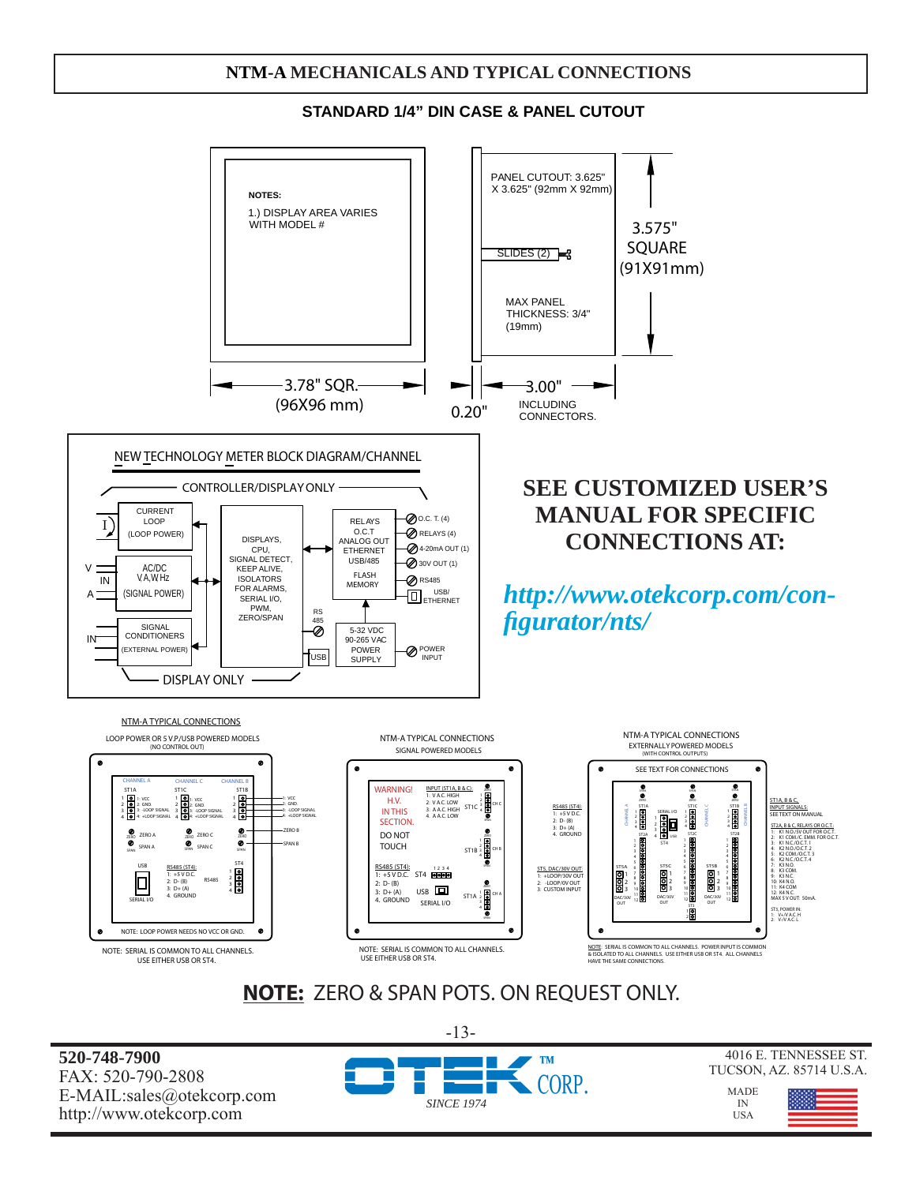# NTM-A MECHANICALS AND TYPICAL CONNECTIONS

## STANDARD 1/4" DIN CASE & PANEL CUTOUT

NOTES:
1.) DISPLAY AREA VARIES WITH MODEL #

3.78" SQR.
(96X96 mm)

0.20"

PANEL CUTOUT: 3.625" X 3.625" (92mm X 92mm)

SLIDES (2)

MAX PANEL THICKNESS: 3/4" (19mm)

3.575" SQUARE (91X91mm)

3.00" INCLUDING CONNECTORS.

NEW TECHNOLOGY METER BLOCK DIAGRAM/CHANNEL

CONTROLLER/DISPLAY ONLY

CURRENT LOOP (LOOP POWER)

AC/DC V,A,W Hz (SIGNAL POWER)

SIGNAL CONDITIONERS (EXTERNAL POWER)

DISPLAYS, CPU, SIGNAL DETECT, KEEP ALIVE, ISOLATORS FOR ALARMS, SERIAL I/O, PWM, ZERO/SPAN

RELAYS O.C.T ANALOG OUT ETHERNET USB/485

FLASH MEMORY

RS 485

USB

5-32 VDC 90-265 VAC POWER SUPPLY

O.C. T. (4)
RELAYS (4)
4-20mA OUT (1)
30V OUT (1)
RS485
USB/ETHERNET
POWER INPUT

DISPLAY ONLY

## SEE CUSTOMIZED USER'S MANUAL FOR SPECIFIC CONNECTIONS AT:

*http://www.otekcorp.com/con-figurator/nts/*

NTM-A TYPICAL CONNECTIONS

LOOP POWER OR 5 V.P./USB POWERED MODELS (NO CONTROL OUT)

ST1A: 1: VCC, 2: GND, 3: -LOOP SIGNAL, 4: +LOOP SIGNAL

RS485 (ST4): 1: +5 V D.C., 2: D- (B), 3: D+ (A), 4. GROUND

NOTE: LOOP POWER NEEDS NO VCC OR GND.

NOTE: SERIAL IS COMMON TO ALL CHANNELS. USE EITHER USB OR ST4.

NTM-A TYPICAL CONNECTIONS
SIGNAL POWERED MODELS

WARNING! H.V. IN THIS SECTION. DO NOT TOUCH

INPUT (ST1A, B & C): 1. V A.C. HIGH, 2: V A.C. LOW, 3. A A.C. HIGH, 4. A A.C. LOW

RS485 (ST4): 1: +5 V D.C., 2: D- (B), 3: D+ (A), 4. GROUND

NOTE: SERIAL IS COMMON TO ALL CHANNELS. USE EITHER USB OR ST4.

NTM-A TYPICAL CONNECTIONS
EXTERNALLY POWERED MODELS (WITH CONTROL OUTPUTS)

SEE TEXT FOR CONNECTIONS

RS485 (ST4): 1: +5 V D.C., 2: D- (B), 3: D+ (A), 4. GROUND

ST5, DAC/30V OUT: 1: +LOOP/30V OUT, 2: -LOOP/0V OUT, 3: CUSTOM INPUT

ST1A, B & C, INPUT SIGNALS: SEE TEXT ON MANUAL

ST2A, B & C, RELAYS OR O.C.T.: 1: K1 N.O./5V OUT FOR O.C.T., 2: K1 COM./C. EMM. FOR O.C.T., 3: K1 N.C./O.C.T. 1, 4: K2 N.O./O.C.T. 2, 5: K2 COM./O.C.T. 3, 6: K2 N.C./O.C.T. 4, 7: K3 N.O., 8: K3 COM., 9: K3 N.C., 10: K4 N.O., 11: K4 COM, 12: K4 N.C. MAX 5 V OUT: 50mA.

ST3, POWER IN: 1: V+/V A.C. H, 2: V-/V A.C. L

NOTE: SERIAL IS COMMON TO ALL CHANNELS. POWER INPUT IS COMMON & ISOLATED TO ALL CHANNELS. USE EITHER USB OR ST4. ALL CHANNELS HAVE THE SAME CONNECTIONS.

**NOTE:** ZERO & SPAN POTS. ON REQUEST ONLY.

520-748-7900
FAX: 520-790-2808
E-MAIL:sales@otekcorp.com
http://www.otekcorp.com

OTEK CORP. SINCE 1974

4016 E. TENNESSEE ST.
TUCSON, AZ. 85714 U.S.A.

MADE IN USA